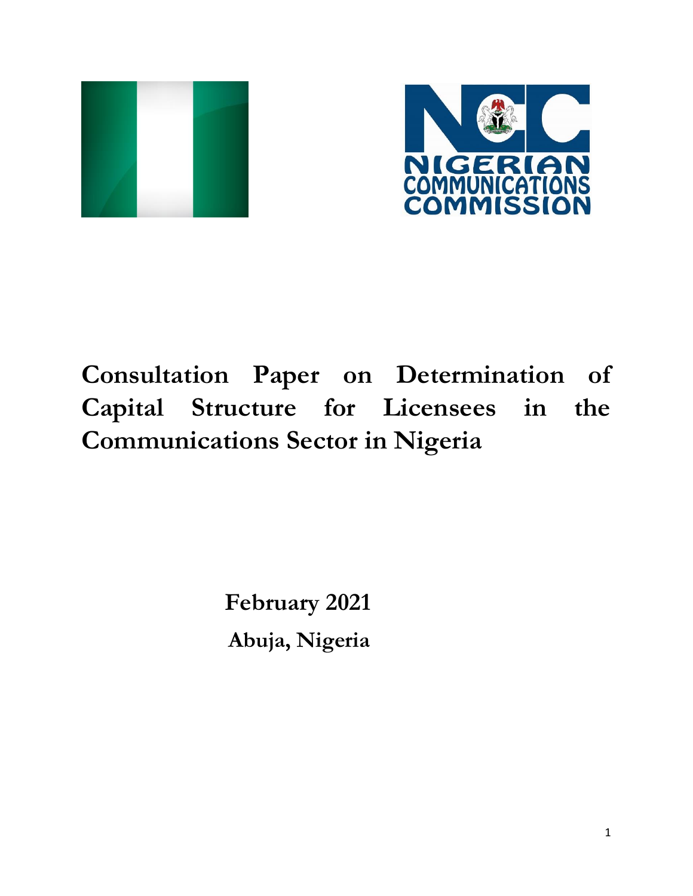# Consultation Paper on Determination of Capital Structure for Licensees in the Communications Sector in Nigeria

**February 2021**

**Abuja, Nigeria**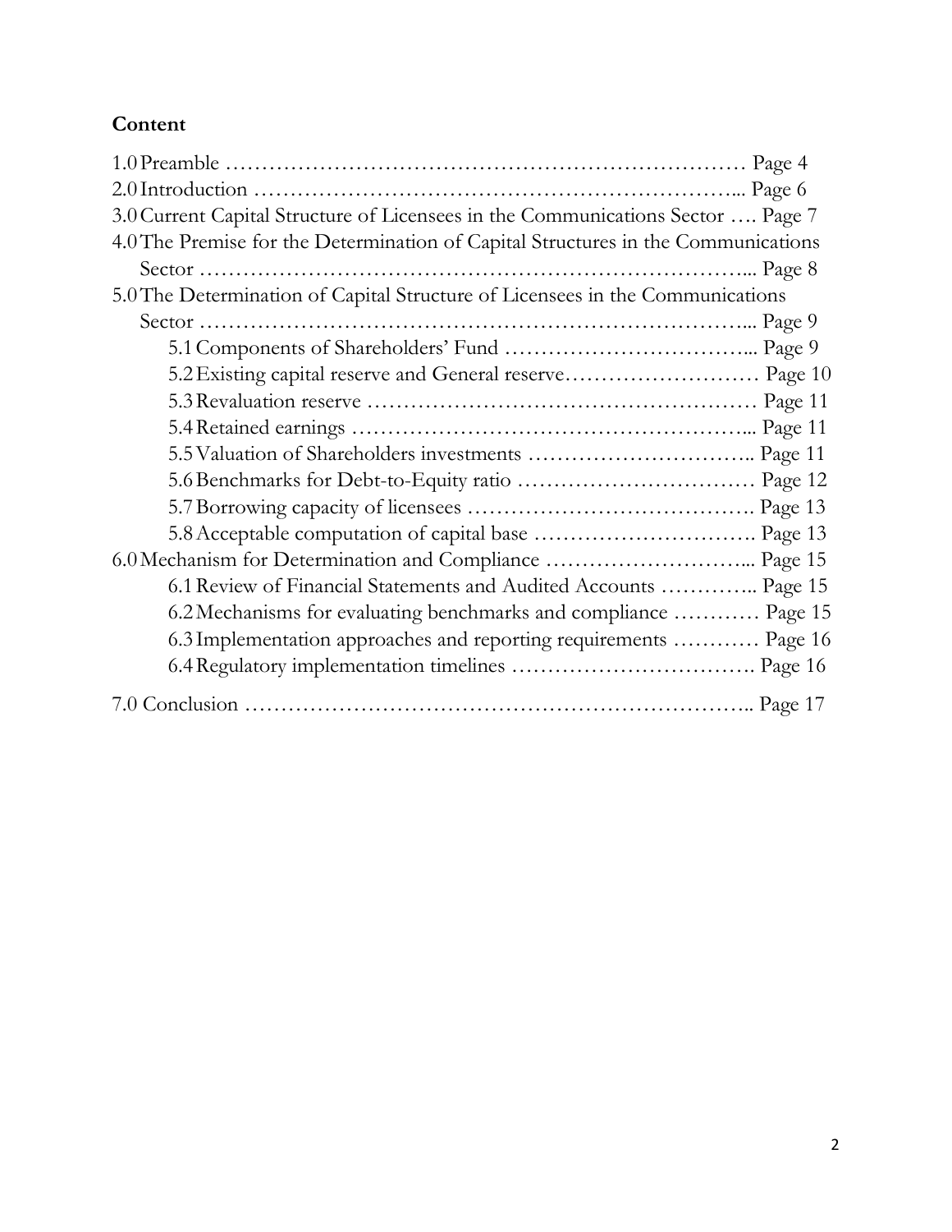# Content

1.0 Preamble …………………………………………………………………… Page 4

2.0 Introduction ……………………………………………………………... Page 6

3.0 Current Capital Structure of Licensees in the Communications Sector …. Page 7

4.0 The Premise for the Determination of Capital Structures in the Communications Sector ……………………………………………………………………... Page 8

5.0 The Determination of Capital Structure of Licensees in the Communications Sector ……………………………………………………………………... Page 9

- 5.1 Components of Shareholders' Fund ……………………………... Page 9
- 5.2 Existing capital reserve and General reserve……………………… Page 10
- 5.3 Revaluation reserve ……………………………………………… Page 11
- 5.4 Retained earnings ………………………………………………... Page 11
- 5.5 Valuation of Shareholders investments ………………………….. Page 11
- 5.6 Benchmarks for Debt-to-Equity ratio …………………………… Page 12
- 5.7 Borrowing capacity of licensees …………………………………. Page 13
- 5.8 Acceptable computation of capital base …………………………. Page 13

6.0 Mechanism for Determination and Compliance ……………………... Page 15

- 6.1 Review of Financial Statements and Audited Accounts ………….. Page 15
- 6.2 Mechanisms for evaluating benchmarks and compliance ………… Page 15
- 6.3 Implementation approaches and reporting requirements ………… Page 16
- 6.4 Regulatory implementation timelines ……………………………. Page 16

7.0 Conclusion …………………………………………………………….. Page 17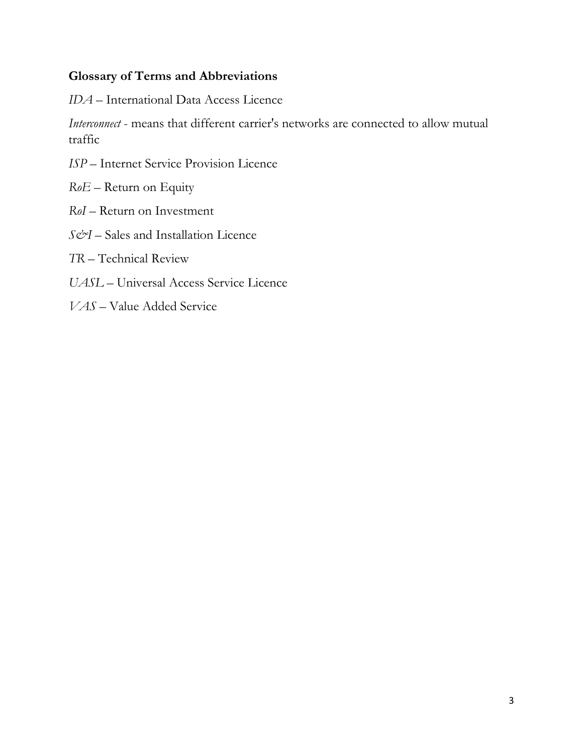**Glossary of Terms and Abbreviations**

*IDA* – International Data Access Licence

*Interconnect* - means that different carrier's networks are connected to allow mutual traffic

*ISP* – Internet Service Provision Licence

*RoE* – Return on Equity

*RoI* – Return on Investment

*S&I* – Sales and Installation Licence

*TR* – Technical Review

*UASL* – Universal Access Service Licence

*VAS* – Value Added Service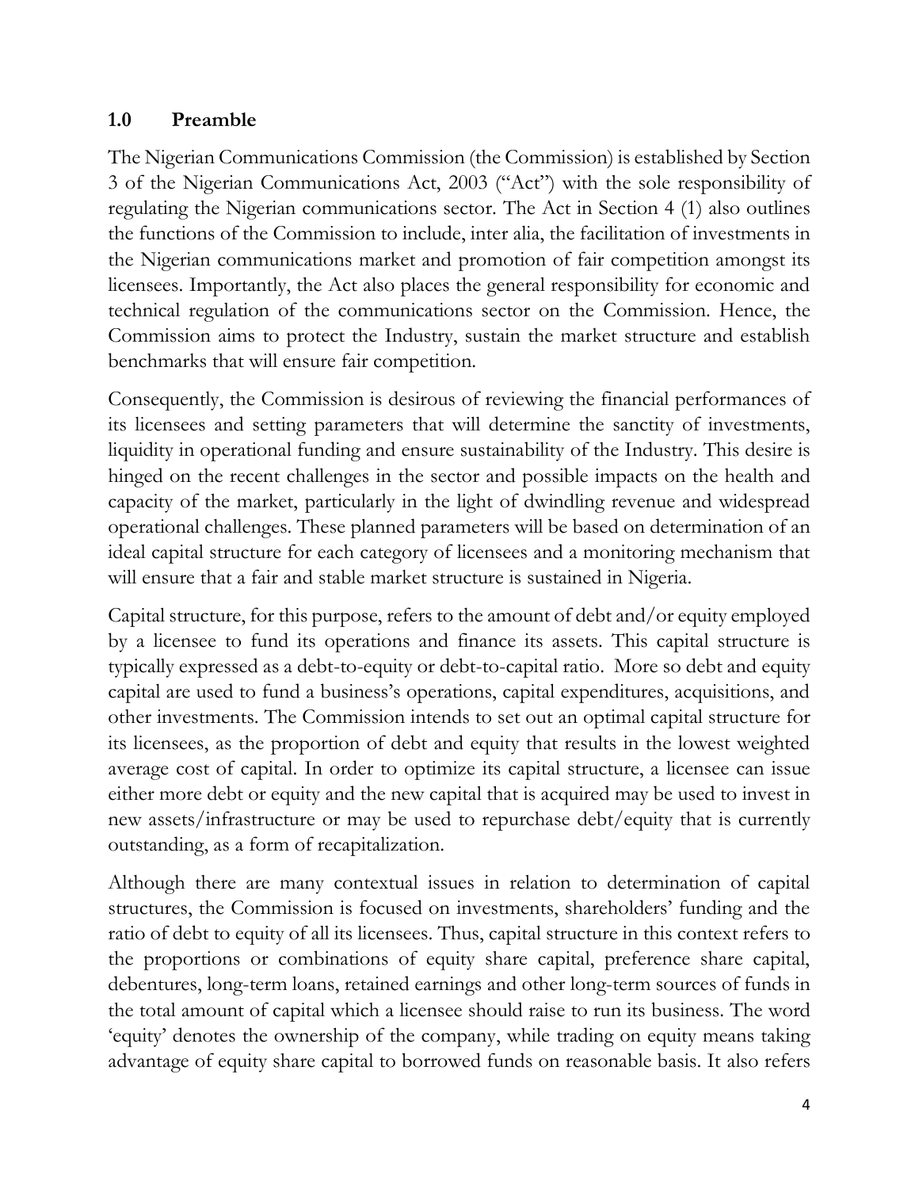## 1.0 Preamble

The Nigerian Communications Commission (the Commission) is established by Section 3 of the Nigerian Communications Act, 2003 ("Act") with the sole responsibility of regulating the Nigerian communications sector. The Act in Section 4 (1) also outlines the functions of the Commission to include, inter alia, the facilitation of investments in the Nigerian communications market and promotion of fair competition amongst its licensees. Importantly, the Act also places the general responsibility for economic and technical regulation of the communications sector on the Commission. Hence, the Commission aims to protect the Industry, sustain the market structure and establish benchmarks that will ensure fair competition.

Consequently, the Commission is desirous of reviewing the financial performances of its licensees and setting parameters that will determine the sanctity of investments, liquidity in operational funding and ensure sustainability of the Industry. This desire is hinged on the recent challenges in the sector and possible impacts on the health and capacity of the market, particularly in the light of dwindling revenue and widespread operational challenges. These planned parameters will be based on determination of an ideal capital structure for each category of licensees and a monitoring mechanism that will ensure that a fair and stable market structure is sustained in Nigeria.

Capital structure, for this purpose, refers to the amount of debt and/or equity employed by a licensee to fund its operations and finance its assets. This capital structure is typically expressed as a debt-to-equity or debt-to-capital ratio. More so debt and equity capital are used to fund a business's operations, capital expenditures, acquisitions, and other investments. The Commission intends to set out an optimal capital structure for its licensees, as the proportion of debt and equity that results in the lowest weighted average cost of capital. In order to optimize its capital structure, a licensee can issue either more debt or equity and the new capital that is acquired may be used to invest in new assets/infrastructure or may be used to repurchase debt/equity that is currently outstanding, as a form of recapitalization.

Although there are many contextual issues in relation to determination of capital structures, the Commission is focused on investments, shareholders' funding and the ratio of debt to equity of all its licensees. Thus, capital structure in this context refers to the proportions or combinations of equity share capital, preference share capital, debentures, long-term loans, retained earnings and other long-term sources of funds in the total amount of capital which a licensee should raise to run its business. The word 'equity' denotes the ownership of the company, while trading on equity means taking advantage of equity share capital to borrowed funds on reasonable basis. It also refers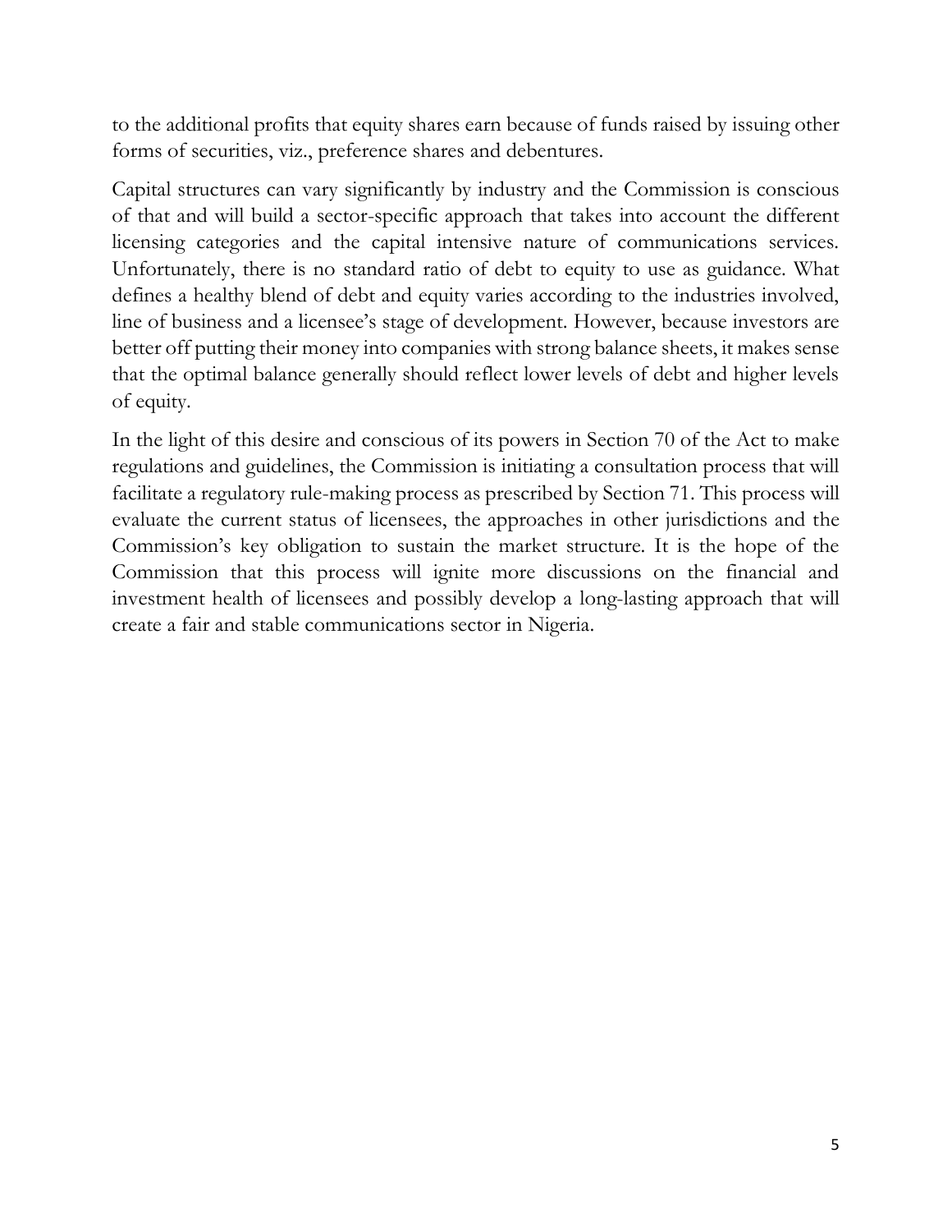to the additional profits that equity shares earn because of funds raised by issuing other forms of securities, viz., preference shares and debentures.

Capital structures can vary significantly by industry and the Commission is conscious of that and will build a sector-specific approach that takes into account the different licensing categories and the capital intensive nature of communications services. Unfortunately, there is no standard ratio of debt to equity to use as guidance. What defines a healthy blend of debt and equity varies according to the industries involved, line of business and a licensee's stage of development. However, because investors are better off putting their money into companies with strong balance sheets, it makes sense that the optimal balance generally should reflect lower levels of debt and higher levels of equity.

In the light of this desire and conscious of its powers in Section 70 of the Act to make regulations and guidelines, the Commission is initiating a consultation process that will facilitate a regulatory rule-making process as prescribed by Section 71. This process will evaluate the current status of licensees, the approaches in other jurisdictions and the Commission's key obligation to sustain the market structure. It is the hope of the Commission that this process will ignite more discussions on the financial and investment health of licensees and possibly develop a long-lasting approach that will create a fair and stable communications sector in Nigeria.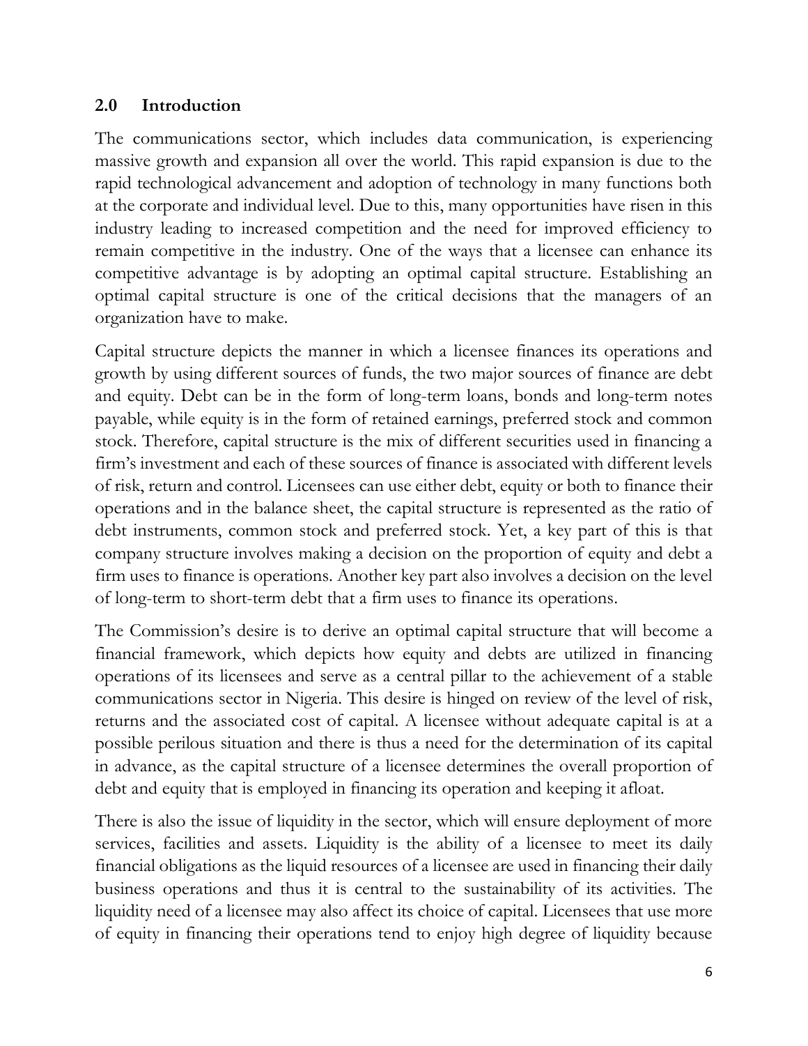## 2.0 Introduction

The communications sector, which includes data communication, is experiencing massive growth and expansion all over the world. This rapid expansion is due to the rapid technological advancement and adoption of technology in many functions both at the corporate and individual level. Due to this, many opportunities have risen in this industry leading to increased competition and the need for improved efficiency to remain competitive in the industry. One of the ways that a licensee can enhance its competitive advantage is by adopting an optimal capital structure. Establishing an optimal capital structure is one of the critical decisions that the managers of an organization have to make.

Capital structure depicts the manner in which a licensee finances its operations and growth by using different sources of funds, the two major sources of finance are debt and equity. Debt can be in the form of long-term loans, bonds and long-term notes payable, while equity is in the form of retained earnings, preferred stock and common stock. Therefore, capital structure is the mix of different securities used in financing a firm's investment and each of these sources of finance is associated with different levels of risk, return and control. Licensees can use either debt, equity or both to finance their operations and in the balance sheet, the capital structure is represented as the ratio of debt instruments, common stock and preferred stock. Yet, a key part of this is that company structure involves making a decision on the proportion of equity and debt a firm uses to finance is operations. Another key part also involves a decision on the level of long-term to short-term debt that a firm uses to finance its operations.

The Commission's desire is to derive an optimal capital structure that will become a financial framework, which depicts how equity and debts are utilized in financing operations of its licensees and serve as a central pillar to the achievement of a stable communications sector in Nigeria. This desire is hinged on review of the level of risk, returns and the associated cost of capital. A licensee without adequate capital is at a possible perilous situation and there is thus a need for the determination of its capital in advance, as the capital structure of a licensee determines the overall proportion of debt and equity that is employed in financing its operation and keeping it afloat.

There is also the issue of liquidity in the sector, which will ensure deployment of more services, facilities and assets. Liquidity is the ability of a licensee to meet its daily financial obligations as the liquid resources of a licensee are used in financing their daily business operations and thus it is central to the sustainability of its activities. The liquidity need of a licensee may also affect its choice of capital. Licensees that use more of equity in financing their operations tend to enjoy high degree of liquidity because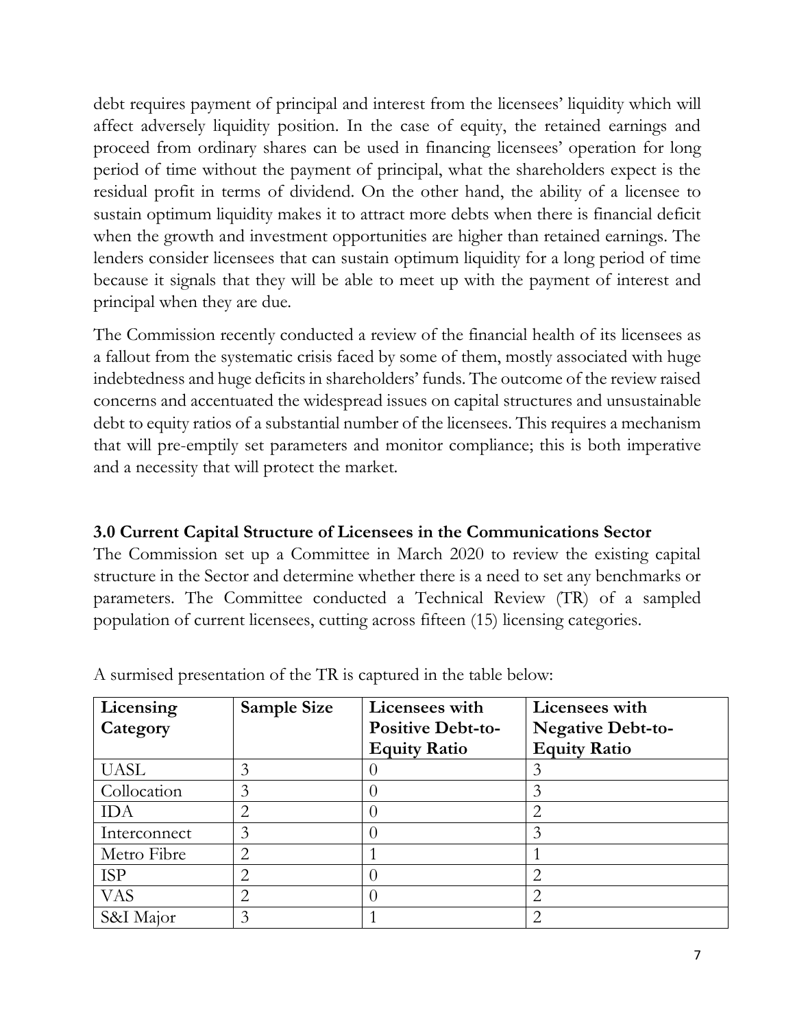debt requires payment of principal and interest from the licensees' liquidity which will affect adversely liquidity position. In the case of equity, the retained earnings and proceed from ordinary shares can be used in financing licensees' operation for long period of time without the payment of principal, what the shareholders expect is the residual profit in terms of dividend. On the other hand, the ability of a licensee to sustain optimum liquidity makes it to attract more debts when there is financial deficit when the growth and investment opportunities are higher than retained earnings. The lenders consider licensees that can sustain optimum liquidity for a long period of time because it signals that they will be able to meet up with the payment of interest and principal when they are due.

The Commission recently conducted a review of the financial health of its licensees as a fallout from the systematic crisis faced by some of them, mostly associated with huge indebtedness and huge deficits in shareholders' funds. The outcome of the review raised concerns and accentuated the widespread issues on capital structures and unsustainable debt to equity ratios of a substantial number of the licensees. This requires a mechanism that will pre-emptily set parameters and monitor compliance; this is both imperative and a necessity that will protect the market.

### 3.0 Current Capital Structure of Licensees in the Communications Sector

The Commission set up a Committee in March 2020 to review the existing capital structure in the Sector and determine whether there is a need to set any benchmarks or parameters. The Committee conducted a Technical Review (TR) of a sampled population of current licensees, cutting across fifteen (15) licensing categories.

A surmised presentation of the TR is captured in the table below:

| Licensing Category | Sample Size | Licensees with Positive Debt-to-Equity Ratio | Licensees with Negative Debt-to-Equity Ratio |
|---|---|---|---|
| UASL | 3 | 0 | 3 |
| Collocation | 3 | 0 | 3 |
| IDA | 2 | 0 | 2 |
| Interconnect | 3 | 0 | 3 |
| Metro Fibre | 2 | 1 | 1 |
| ISP | 2 | 0 | 2 |
| VAS | 2 | 0 | 2 |
| S&I Major | 3 | 1 | 2 |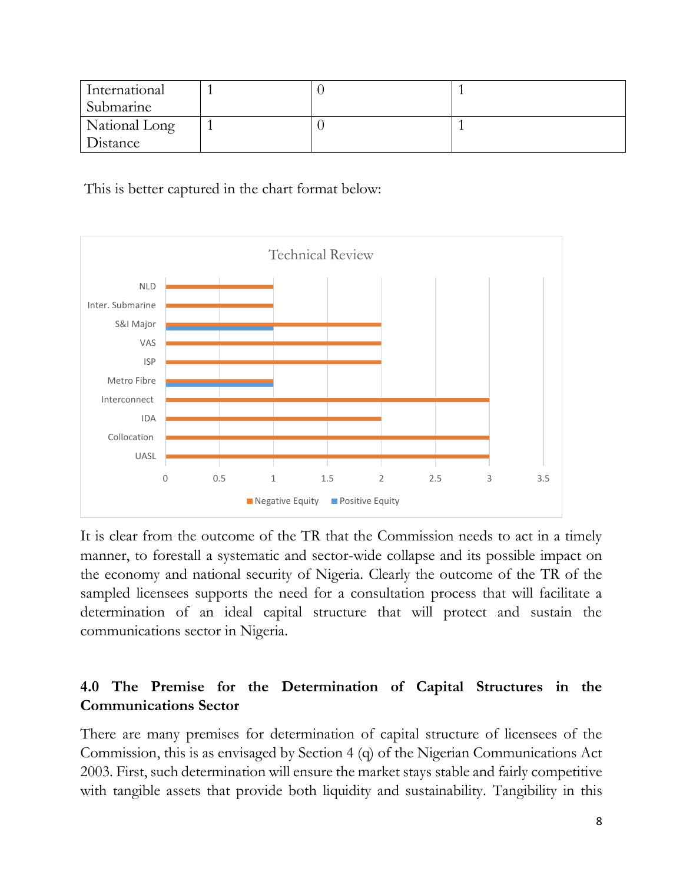| International Submarine | 1 | 0 | 1 |
|---|---|---|---|
| National Long Distance | 1 | 0 | 1 |

This is better captured in the chart format below:

It is clear from the outcome of the TR that the Commission needs to act in a timely manner, to forestall a systematic and sector-wide collapse and its possible impact on the economy and national security of Nigeria. Clearly the outcome of the TR of the sampled licensees supports the need for a consultation process that will facilitate a determination of an ideal capital structure that will protect and sustain the communications sector in Nigeria.

## 4.0 The Premise for the Determination of Capital Structures in the Communications Sector

There are many premises for determination of capital structure of licensees of the Commission, this is as envisaged by Section 4 (q) of the Nigerian Communications Act 2003. First, such determination will ensure the market stays stable and fairly competitive with tangible assets that provide both liquidity and sustainability. Tangibility in this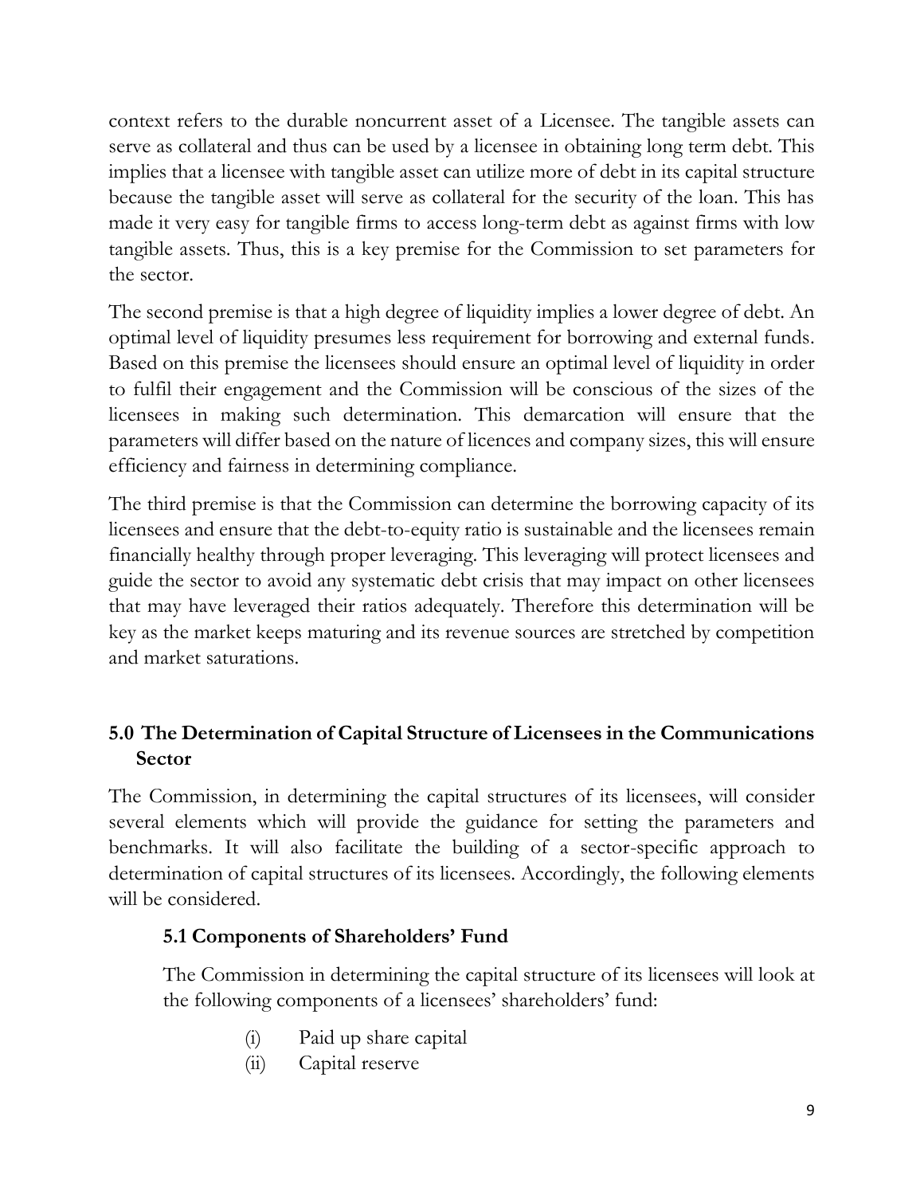context refers to the durable noncurrent asset of a Licensee. The tangible assets can serve as collateral and thus can be used by a licensee in obtaining long term debt. This implies that a licensee with tangible asset can utilize more of debt in its capital structure because the tangible asset will serve as collateral for the security of the loan. This has made it very easy for tangible firms to access long-term debt as against firms with low tangible assets. Thus, this is a key premise for the Commission to set parameters for the sector.

The second premise is that a high degree of liquidity implies a lower degree of debt. An optimal level of liquidity presumes less requirement for borrowing and external funds. Based on this premise the licensees should ensure an optimal level of liquidity in order to fulfil their engagement and the Commission will be conscious of the sizes of the licensees in making such determination. This demarcation will ensure that the parameters will differ based on the nature of licences and company sizes, this will ensure efficiency and fairness in determining compliance.

The third premise is that the Commission can determine the borrowing capacity of its licensees and ensure that the debt-to-equity ratio is sustainable and the licensees remain financially healthy through proper leveraging. This leveraging will protect licensees and guide the sector to avoid any systematic debt crisis that may impact on other licensees that may have leveraged their ratios adequately. Therefore this determination will be key as the market keeps maturing and its revenue sources are stretched by competition and market saturations.

## 5.0 The Determination of Capital Structure of Licensees in the Communications Sector

The Commission, in determining the capital structures of its licensees, will consider several elements which will provide the guidance for setting the parameters and benchmarks. It will also facilitate the building of a sector-specific approach to determination of capital structures of its licensees. Accordingly, the following elements will be considered.

### 5.1 Components of Shareholders' Fund

The Commission in determining the capital structure of its licensees will look at the following components of a licensees' shareholders' fund:

(i) Paid up share capital
(ii) Capital reserve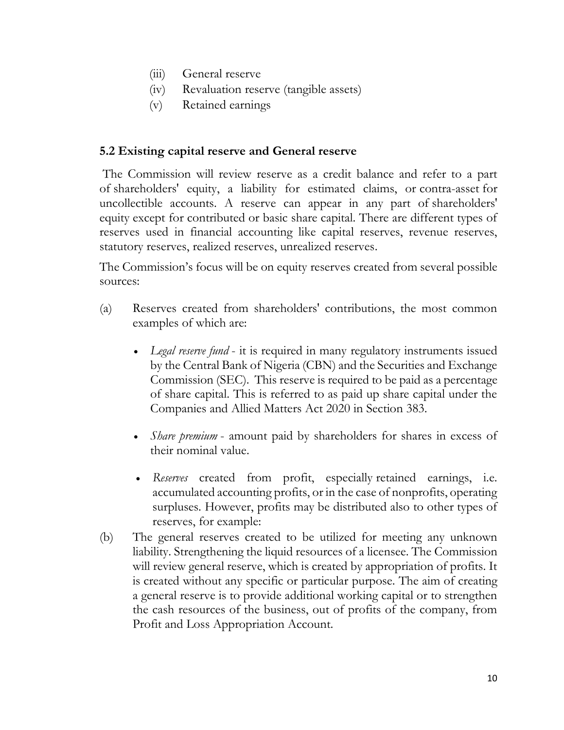(iii) General reserve
(iv) Revaluation reserve (tangible assets)
(v) Retained earnings

### 5.2 Existing capital reserve and General reserve

The Commission will review reserve as a credit balance and refer to a part of shareholders' equity, a liability for estimated claims, or contra-asset for uncollectible accounts. A reserve can appear in any part of shareholders' equity except for contributed or basic share capital. There are different types of reserves used in financial accounting like capital reserves, revenue reserves, statutory reserves, realized reserves, unrealized reserves.

The Commission's focus will be on equity reserves created from several possible sources:

(a) Reserves created from shareholders' contributions, the most common examples of which are:

- *Legal reserve fund* - it is required in many regulatory instruments issued by the Central Bank of Nigeria (CBN) and the Securities and Exchange Commission (SEC). This reserve is required to be paid as a percentage of share capital. This is referred to as paid up share capital under the Companies and Allied Matters Act 2020 in Section 383.
- *Share premium* - amount paid by shareholders for shares in excess of their nominal value.
- *Reserves* created from profit, especially retained earnings, i.e. accumulated accounting profits, or in the case of nonprofits, operating surpluses. However, profits may be distributed also to other types of reserves, for example:

(b) The general reserves created to be utilized for meeting any unknown liability. Strengthening the liquid resources of a licensee. The Commission will review general reserve, which is created by appropriation of profits. It is created without any specific or particular purpose. The aim of creating a general reserve is to provide additional working capital or to strengthen the cash resources of the business, out of profits of the company, from Profit and Loss Appropriation Account.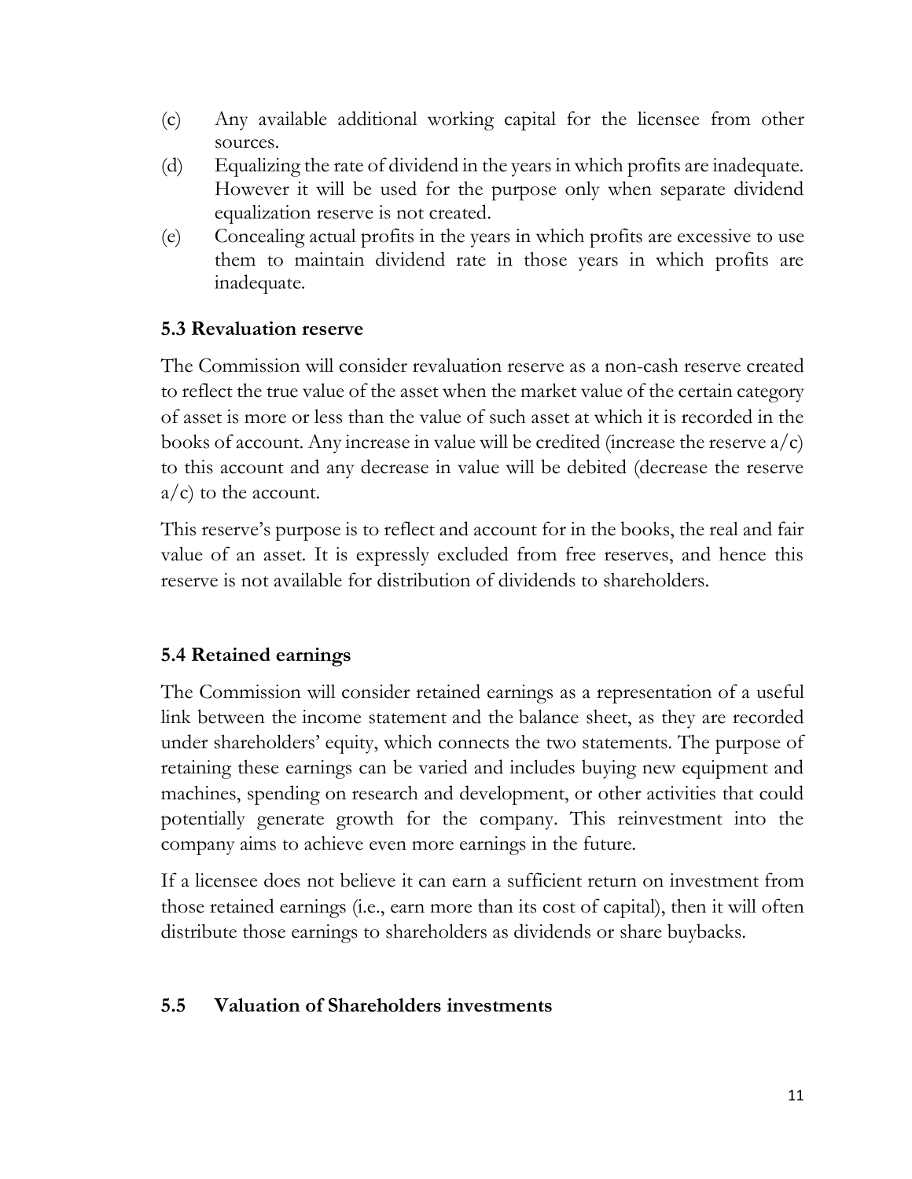(c) Any available additional working capital for the licensee from other sources.

(d) Equalizing the rate of dividend in the years in which profits are inadequate. However it will be used for the purpose only when separate dividend equalization reserve is not created.

(e) Concealing actual profits in the years in which profits are excessive to use them to maintain dividend rate in those years in which profits are inadequate.

### 5.3 Revaluation reserve

The Commission will consider revaluation reserve as a non-cash reserve created to reflect the true value of the asset when the market value of the certain category of asset is more or less than the value of such asset at which it is recorded in the books of account. Any increase in value will be credited (increase the reserve a/c) to this account and any decrease in value will be debited (decrease the reserve a/c) to the account.

This reserve's purpose is to reflect and account for in the books, the real and fair value of an asset. It is expressly excluded from free reserves, and hence this reserve is not available for distribution of dividends to shareholders.

### 5.4 Retained earnings

The Commission will consider retained earnings as a representation of a useful link between the income statement and the balance sheet, as they are recorded under shareholders' equity, which connects the two statements. The purpose of retaining these earnings can be varied and includes buying new equipment and machines, spending on research and development, or other activities that could potentially generate growth for the company. This reinvestment into the company aims to achieve even more earnings in the future.

If a licensee does not believe it can earn a sufficient return on investment from those retained earnings (i.e., earn more than its cost of capital), then it will often distribute those earnings to shareholders as dividends or share buybacks.

### 5.5 Valuation of Shareholders investments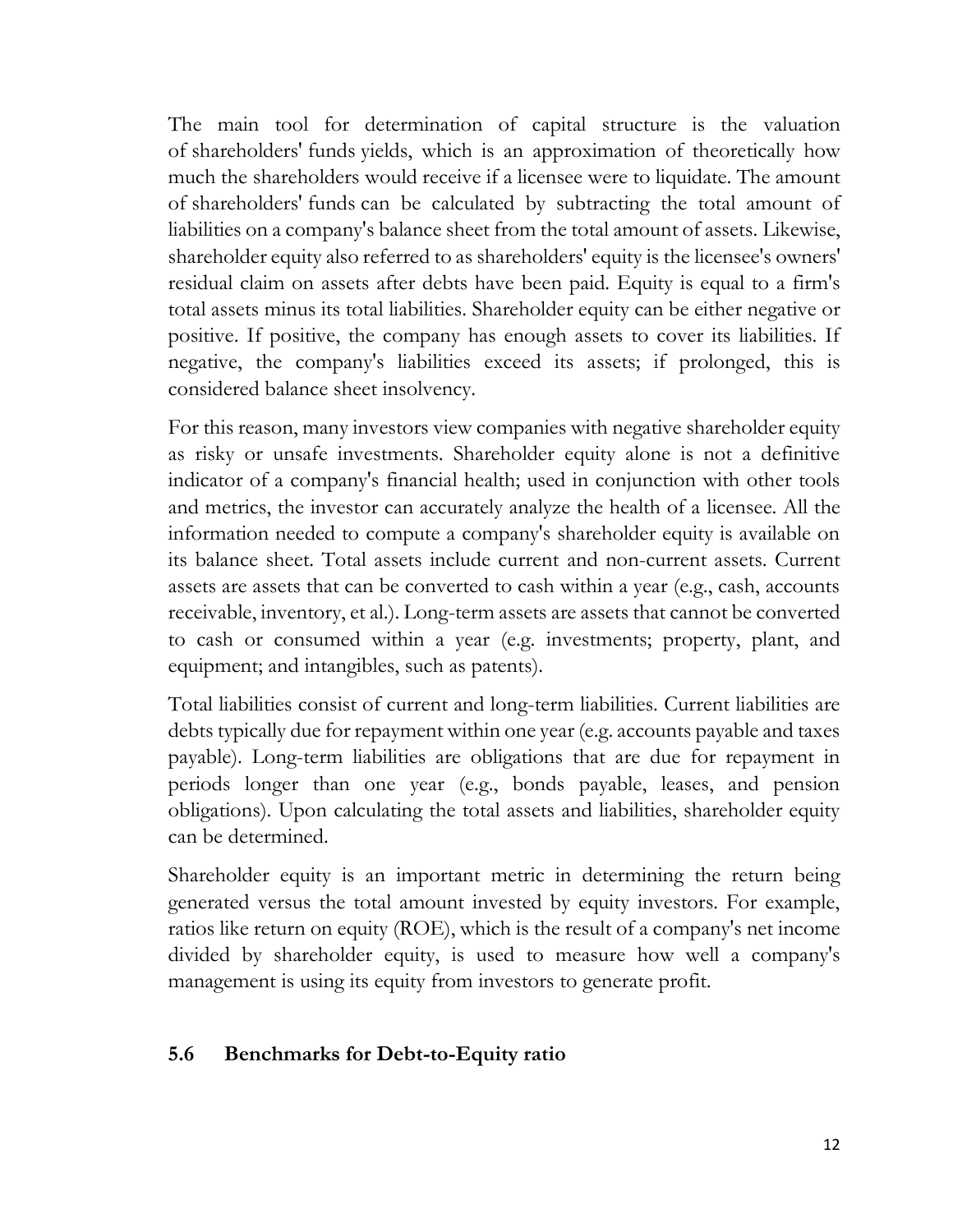The main tool for determination of capital structure is the valuation of shareholders' funds yields, which is an approximation of theoretically how much the shareholders would receive if a licensee were to liquidate. The amount of shareholders' funds can be calculated by subtracting the total amount of liabilities on a company's balance sheet from the total amount of assets. Likewise, shareholder equity also referred to as shareholders' equity is the licensee's owners' residual claim on assets after debts have been paid. Equity is equal to a firm's total assets minus its total liabilities. Shareholder equity can be either negative or positive. If positive, the company has enough assets to cover its liabilities. If negative, the company's liabilities exceed its assets; if prolonged, this is considered balance sheet insolvency.

For this reason, many investors view companies with negative shareholder equity as risky or unsafe investments. Shareholder equity alone is not a definitive indicator of a company's financial health; used in conjunction with other tools and metrics, the investor can accurately analyze the health of a licensee. All the information needed to compute a company's shareholder equity is available on its balance sheet. Total assets include current and non-current assets. Current assets are assets that can be converted to cash within a year (e.g., cash, accounts receivable, inventory, et al.). Long-term assets are assets that cannot be converted to cash or consumed within a year (e.g. investments; property, plant, and equipment; and intangibles, such as patents).

Total liabilities consist of current and long-term liabilities. Current liabilities are debts typically due for repayment within one year (e.g. accounts payable and taxes payable). Long-term liabilities are obligations that are due for repayment in periods longer than one year (e.g., bonds payable, leases, and pension obligations). Upon calculating the total assets and liabilities, shareholder equity can be determined.

Shareholder equity is an important metric in determining the return being generated versus the total amount invested by equity investors. For example, ratios like return on equity (ROE), which is the result of a company's net income divided by shareholder equity, is used to measure how well a company's management is using its equity from investors to generate profit.

### 5.6 Benchmarks for Debt-to-Equity ratio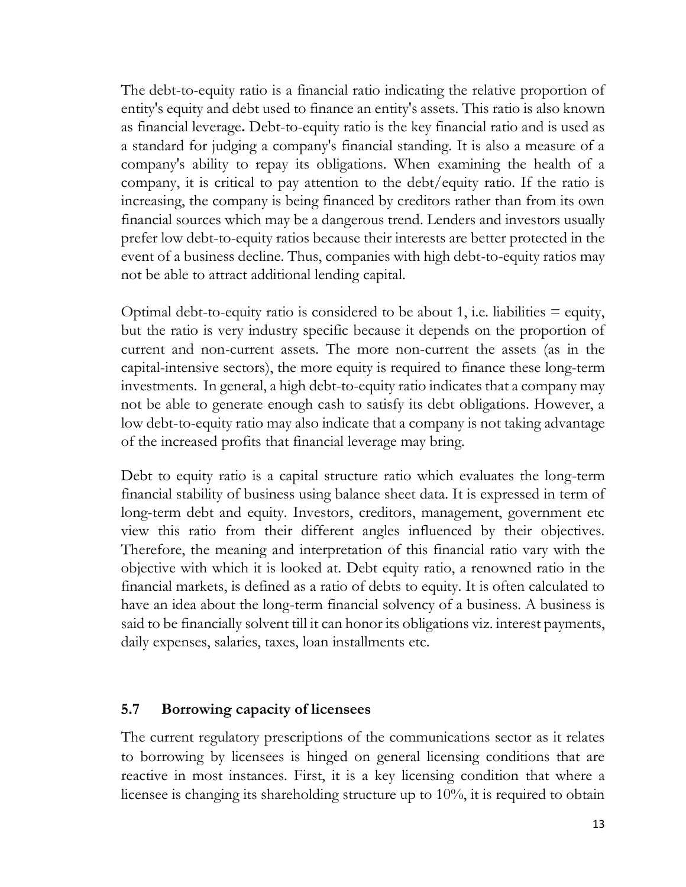The debt-to-equity ratio is a financial ratio indicating the relative proportion of entity's equity and debt used to finance an entity's assets. This ratio is also known as financial leverage**.** Debt-to-equity ratio is the key financial ratio and is used as a standard for judging a company's financial standing. It is also a measure of a company's ability to repay its obligations. When examining the health of a company, it is critical to pay attention to the debt/equity ratio. If the ratio is increasing, the company is being financed by creditors rather than from its own financial sources which may be a dangerous trend. Lenders and investors usually prefer low debt-to-equity ratios because their interests are better protected in the event of a business decline. Thus, companies with high debt-to-equity ratios may not be able to attract additional lending capital.

Optimal debt-to-equity ratio is considered to be about 1, i.e. liabilities = equity, but the ratio is very industry specific because it depends on the proportion of current and non-current assets. The more non-current the assets (as in the capital-intensive sectors), the more equity is required to finance these long-term investments. In general, a high debt-to-equity ratio indicates that a company may not be able to generate enough cash to satisfy its debt obligations. However, a low debt-to-equity ratio may also indicate that a company is not taking advantage of the increased profits that financial leverage may bring.

Debt to equity ratio is a capital structure ratio which evaluates the long-term financial stability of business using balance sheet data. It is expressed in term of long-term debt and equity. Investors, creditors, management, government etc view this ratio from their different angles influenced by their objectives. Therefore, the meaning and interpretation of this financial ratio vary with the objective with which it is looked at. Debt equity ratio, a renowned ratio in the financial markets, is defined as a ratio of debts to equity. It is often calculated to have an idea about the long-term financial solvency of a business. A business is said to be financially solvent till it can honor its obligations viz. interest payments, daily expenses, salaries, taxes, loan installments etc.

### 5.7 Borrowing capacity of licensees

The current regulatory prescriptions of the communications sector as it relates to borrowing by licensees is hinged on general licensing conditions that are reactive in most instances. First, it is a key licensing condition that where a licensee is changing its shareholding structure up to 10%, it is required to obtain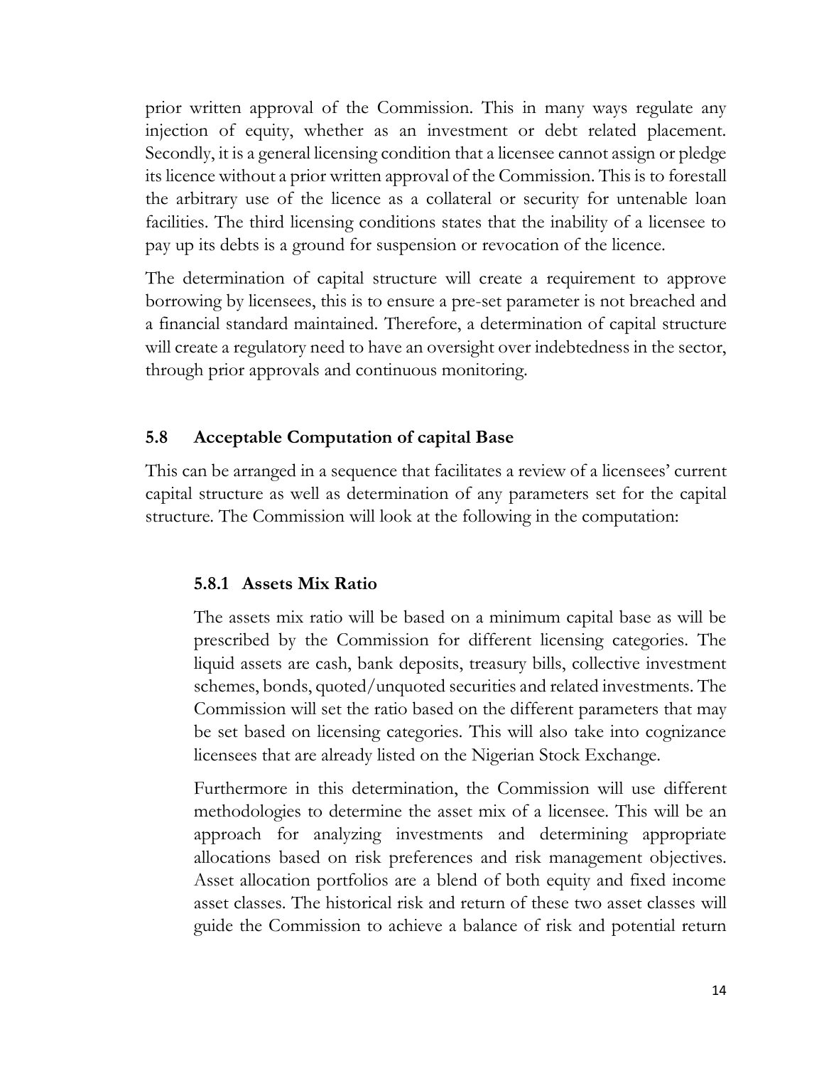prior written approval of the Commission. This in many ways regulate any injection of equity, whether as an investment or debt related placement. Secondly, it is a general licensing condition that a licensee cannot assign or pledge its licence without a prior written approval of the Commission. This is to forestall the arbitrary use of the licence as a collateral or security for untenable loan facilities. The third licensing conditions states that the inability of a licensee to pay up its debts is a ground for suspension or revocation of the licence.

The determination of capital structure will create a requirement to approve borrowing by licensees, this is to ensure a pre-set parameter is not breached and a financial standard maintained. Therefore, a determination of capital structure will create a regulatory need to have an oversight over indebtedness in the sector, through prior approvals and continuous monitoring.

## 5.8 Acceptable Computation of capital Base

This can be arranged in a sequence that facilitates a review of a licensees' current capital structure as well as determination of any parameters set for the capital structure. The Commission will look at the following in the computation:

### 5.8.1 Assets Mix Ratio

The assets mix ratio will be based on a minimum capital base as will be prescribed by the Commission for different licensing categories. The liquid assets are cash, bank deposits, treasury bills, collective investment schemes, bonds, quoted/unquoted securities and related investments. The Commission will set the ratio based on the different parameters that may be set based on licensing categories. This will also take into cognizance licensees that are already listed on the Nigerian Stock Exchange.

Furthermore in this determination, the Commission will use different methodologies to determine the asset mix of a licensee. This will be an approach for analyzing investments and determining appropriate allocations based on risk preferences and risk management objectives. Asset allocation portfolios are a blend of both equity and fixed income asset classes. The historical risk and return of these two asset classes will guide the Commission to achieve a balance of risk and potential return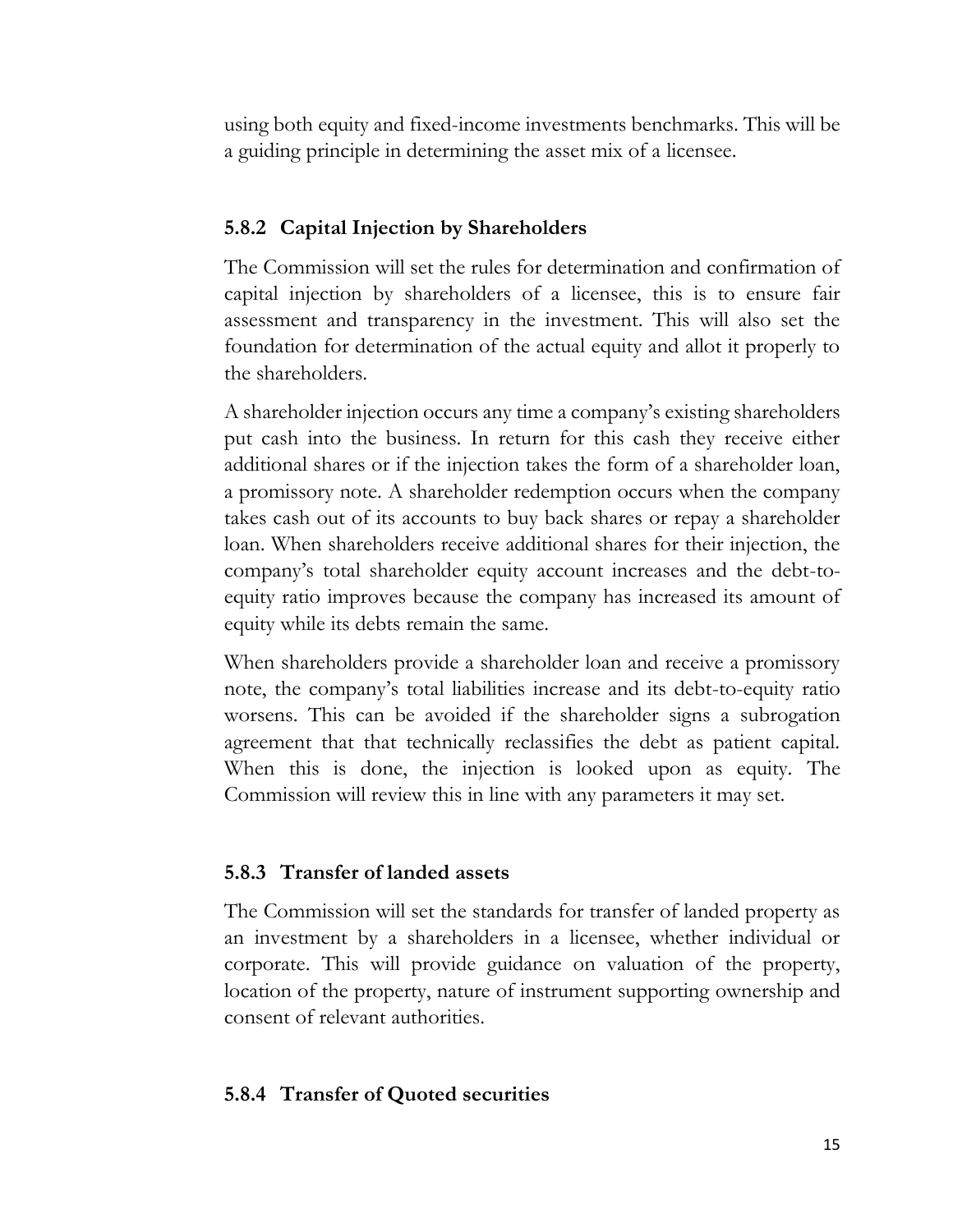using both equity and fixed-income investments benchmarks. This will be a guiding principle in determining the asset mix of a licensee.

### 5.8.2 Capital Injection by Shareholders

The Commission will set the rules for determination and confirmation of capital injection by shareholders of a licensee, this is to ensure fair assessment and transparency in the investment. This will also set the foundation for determination of the actual equity and allot it properly to the shareholders.

A shareholder injection occurs any time a company's existing shareholders put cash into the business. In return for this cash they receive either additional shares or if the injection takes the form of a shareholder loan, a promissory note. A shareholder redemption occurs when the company takes cash out of its accounts to buy back shares or repay a shareholder loan. When shareholders receive additional shares for their injection, the company's total shareholder equity account increases and the debt-to-equity ratio improves because the company has increased its amount of equity while its debts remain the same.

When shareholders provide a shareholder loan and receive a promissory note, the company's total liabilities increase and its debt-to-equity ratio worsens. This can be avoided if the shareholder signs a subrogation agreement that that technically reclassifies the debt as patient capital. When this is done, the injection is looked upon as equity. The Commission will review this in line with any parameters it may set.

### 5.8.3 Transfer of landed assets

The Commission will set the standards for transfer of landed property as an investment by a shareholders in a licensee, whether individual or corporate. This will provide guidance on valuation of the property, location of the property, nature of instrument supporting ownership and consent of relevant authorities.

### 5.8.4 Transfer of Quoted securities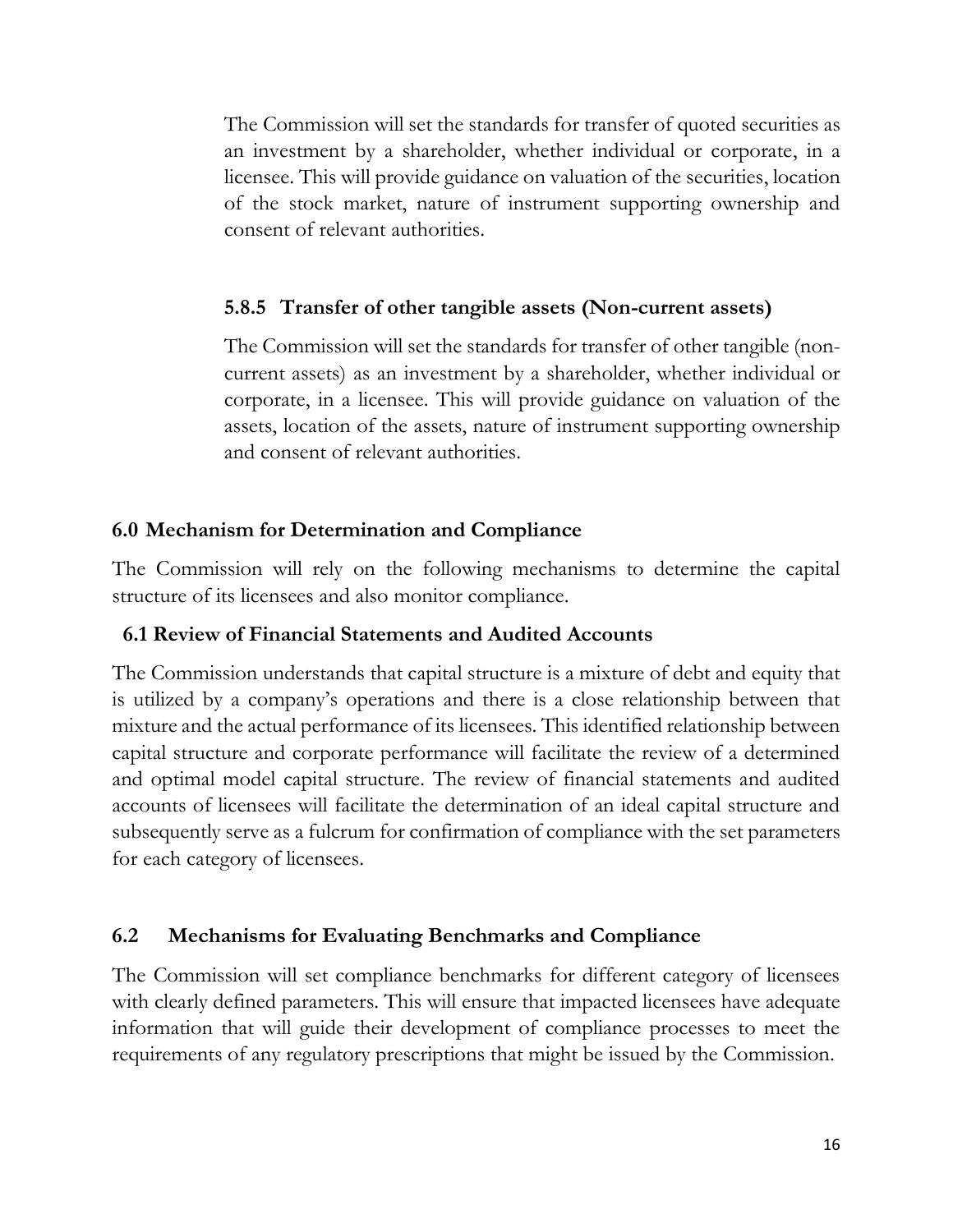The Commission will set the standards for transfer of quoted securities as an investment by a shareholder, whether individual or corporate, in a licensee. This will provide guidance on valuation of the securities, location of the stock market, nature of instrument supporting ownership and consent of relevant authorities.

#### 5.8.5 Transfer of other tangible assets (Non-current assets)

The Commission will set the standards for transfer of other tangible (non-current assets) as an investment by a shareholder, whether individual or corporate, in a licensee. This will provide guidance on valuation of the assets, location of the assets, nature of instrument supporting ownership and consent of relevant authorities.

## 6.0 Mechanism for Determination and Compliance

The Commission will rely on the following mechanisms to determine the capital structure of its licensees and also monitor compliance.

### 6.1 Review of Financial Statements and Audited Accounts

The Commission understands that capital structure is a mixture of debt and equity that is utilized by a company's operations and there is a close relationship between that mixture and the actual performance of its licensees. This identified relationship between capital structure and corporate performance will facilitate the review of a determined and optimal model capital structure. The review of financial statements and audited accounts of licensees will facilitate the determination of an ideal capital structure and subsequently serve as a fulcrum for confirmation of compliance with the set parameters for each category of licensees.

### 6.2 Mechanisms for Evaluating Benchmarks and Compliance

The Commission will set compliance benchmarks for different category of licensees with clearly defined parameters. This will ensure that impacted licensees have adequate information that will guide their development of compliance processes to meet the requirements of any regulatory prescriptions that might be issued by the Commission.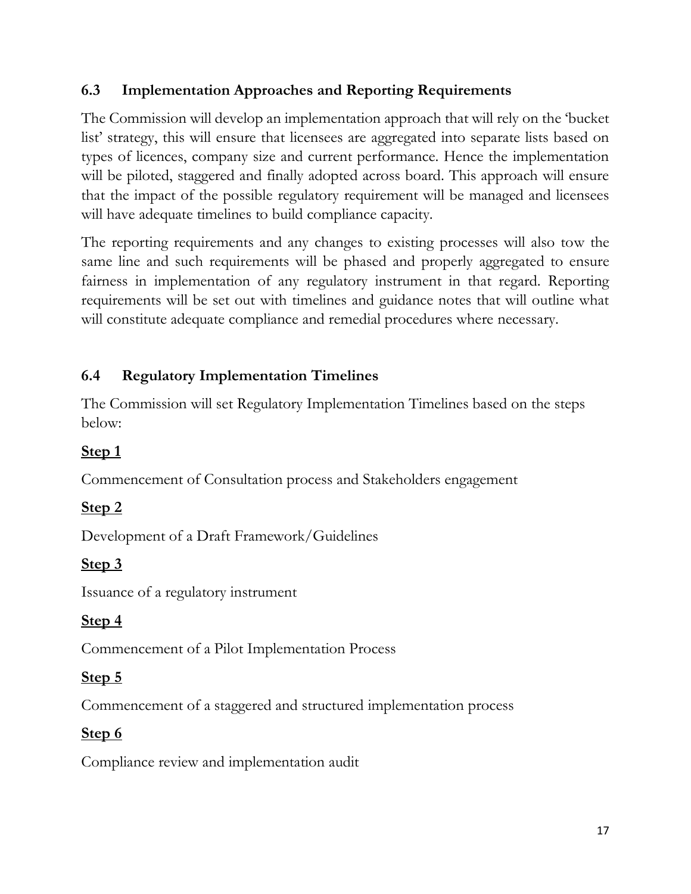### 6.3 Implementation Approaches and Reporting Requirements

The Commission will develop an implementation approach that will rely on the 'bucket list' strategy, this will ensure that licensees are aggregated into separate lists based on types of licences, company size and current performance. Hence the implementation will be piloted, staggered and finally adopted across board. This approach will ensure that the impact of the possible regulatory requirement will be managed and licensees will have adequate timelines to build compliance capacity.

The reporting requirements and any changes to existing processes will also tow the same line and such requirements will be phased and properly aggregated to ensure fairness in implementation of any regulatory instrument in that regard. Reporting requirements will be set out with timelines and guidance notes that will outline what will constitute adequate compliance and remedial procedures where necessary.

### 6.4 Regulatory Implementation Timelines

The Commission will set Regulatory Implementation Timelines based on the steps below:

**Step 1**

Commencement of Consultation process and Stakeholders engagement

**Step 2**

Development of a Draft Framework/Guidelines

**Step 3**

Issuance of a regulatory instrument

**Step 4**

Commencement of a Pilot Implementation Process

**Step 5**

Commencement of a staggered and structured implementation process

**Step 6**

Compliance review and implementation audit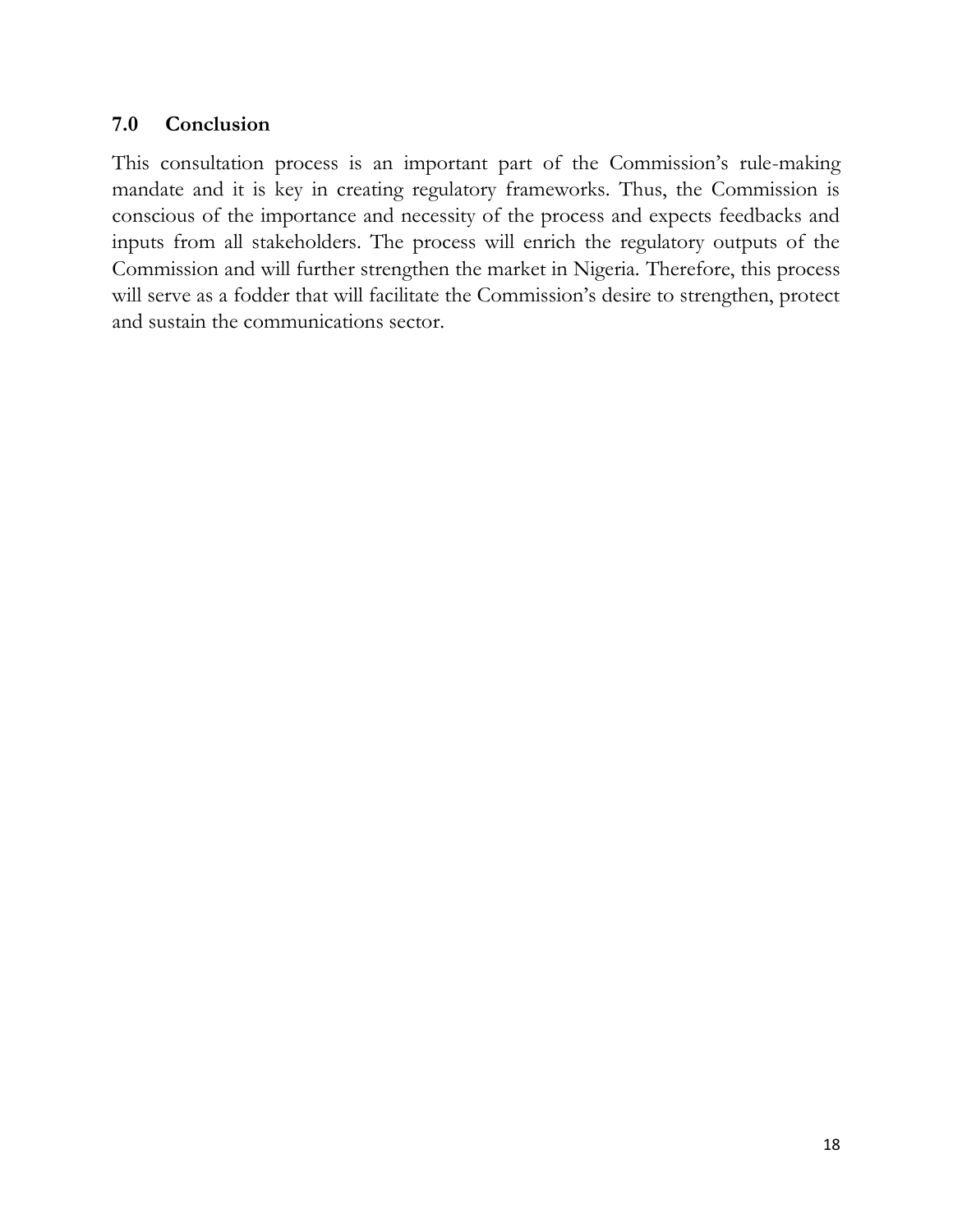## 7.0 Conclusion

This consultation process is an important part of the Commission's rule-making mandate and it is key in creating regulatory frameworks. Thus, the Commission is conscious of the importance and necessity of the process and expects feedbacks and inputs from all stakeholders. The process will enrich the regulatory outputs of the Commission and will further strengthen the market in Nigeria. Therefore, this process will serve as a fodder that will facilitate the Commission's desire to strengthen, protect and sustain the communications sector.